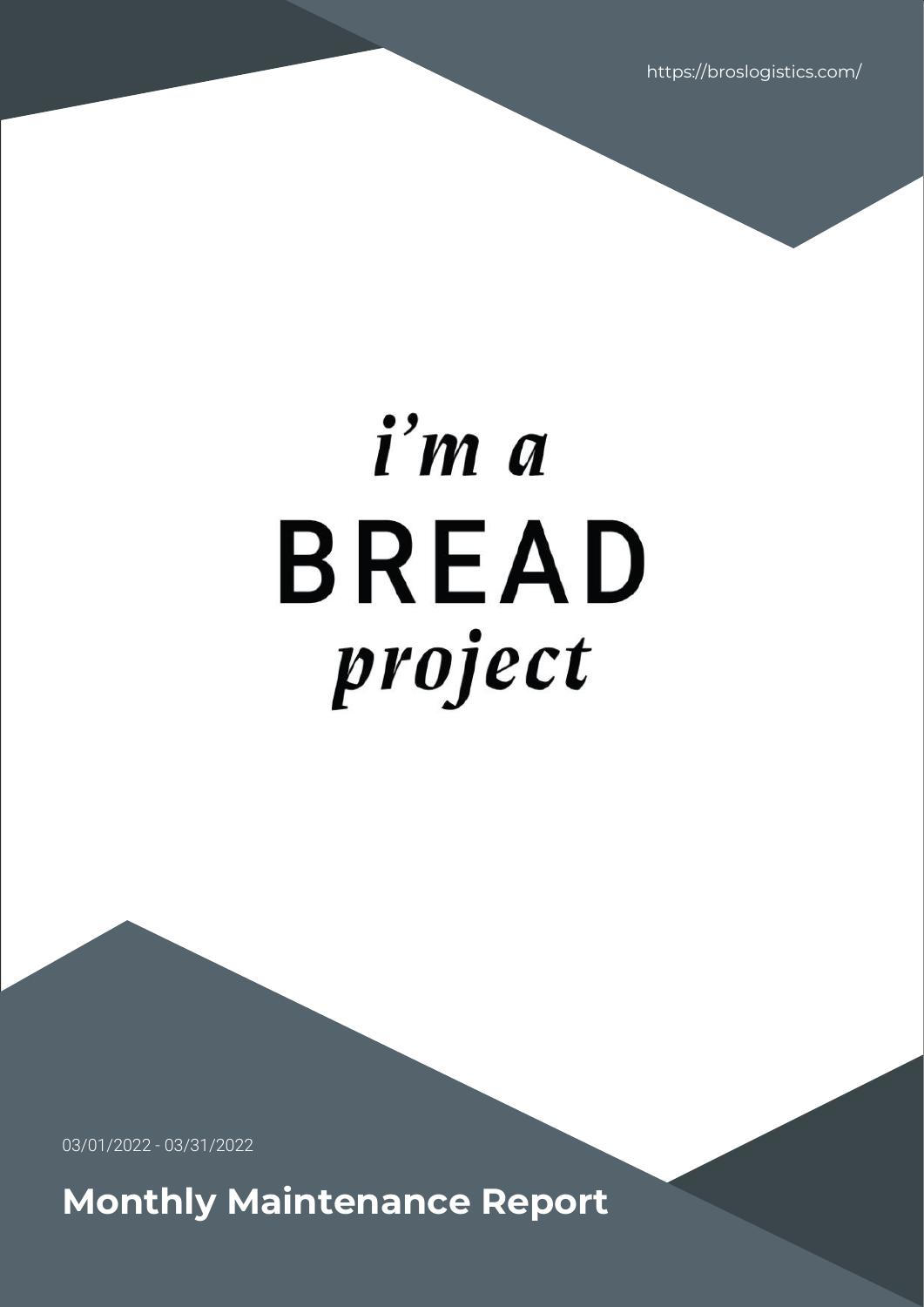https://broslogistics.com/

*i'm a*
BREAD
*project*

03/01/2022 - 03/31/2022

# Monthly Maintenance Report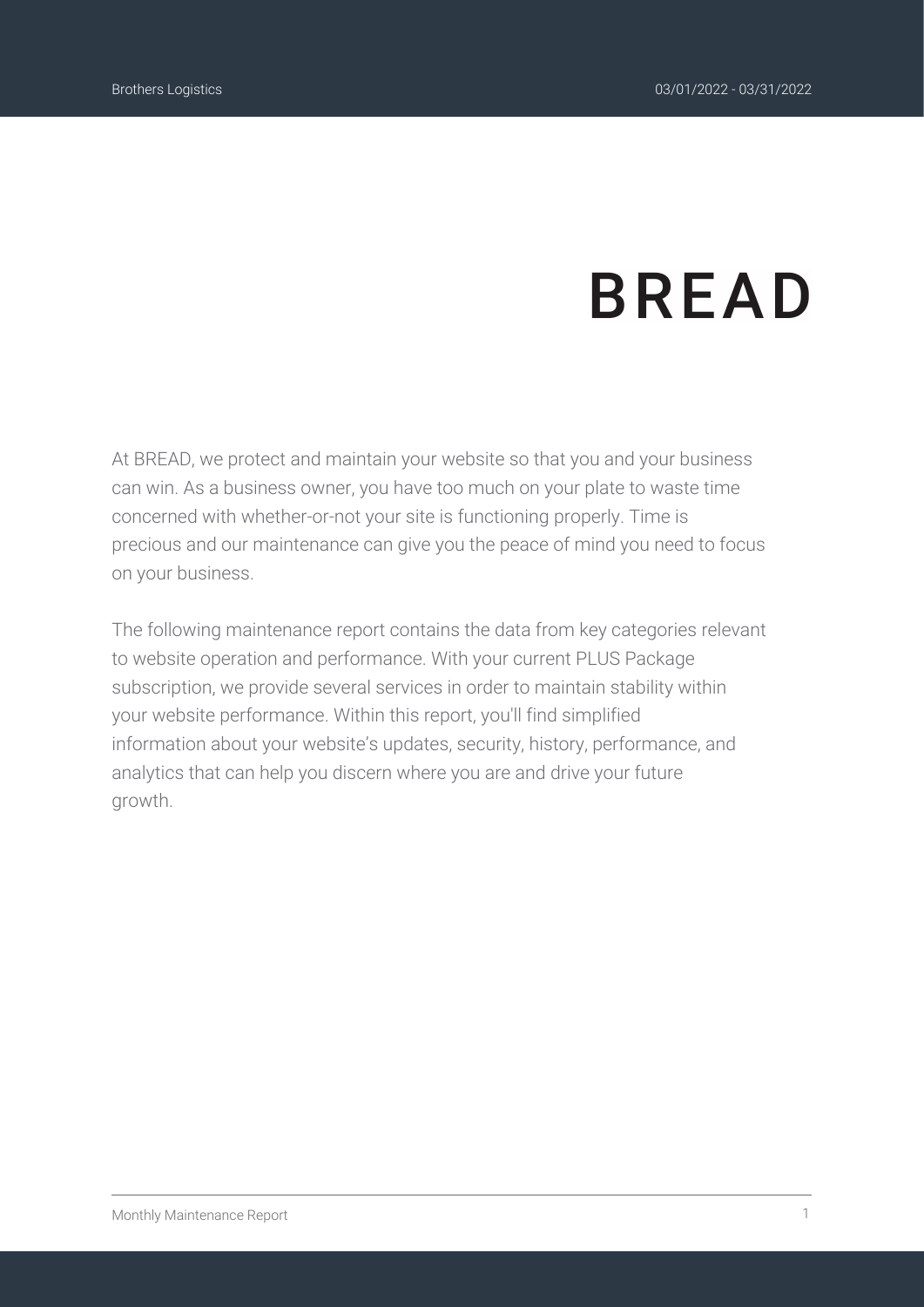# BREAD

At BREAD, we protect and maintain your website so that you and your business can win. As a business owner, you have too much on your plate to waste time concerned with whether-or-not your site is functioning properly. Time is precious and our maintenance can give you the peace of mind you need to focus on your business.

The following maintenance report contains the data from key categories relevant to website operation and performance. With your current PLUS Package subscription, we provide several services in order to maintain stability within your website performance. Within this report, you'll find simplified information about your website's updates, security, history, performance, and analytics that can help you discern where you are and drive your future growth.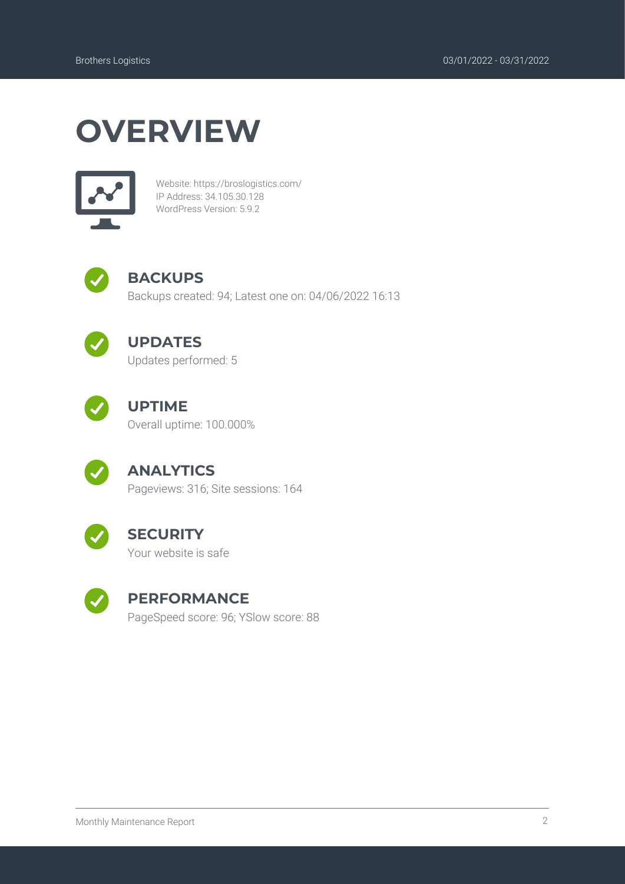# OVERVIEW

Website: https://broslogistics.com/
IP Address: 34.105.30.128
WordPress Version: 5.9.2

## BACKUPS

Backups created: 94; Latest one on: 04/06/2022 16:13

## UPDATES

Updates performed: 5

## UPTIME

Overall uptime: 100.000%

## ANALYTICS

Pageviews: 316; Site sessions: 164

## SECURITY

Your website is safe

## PERFORMANCE

PageSpeed score: 96; YSlow score: 88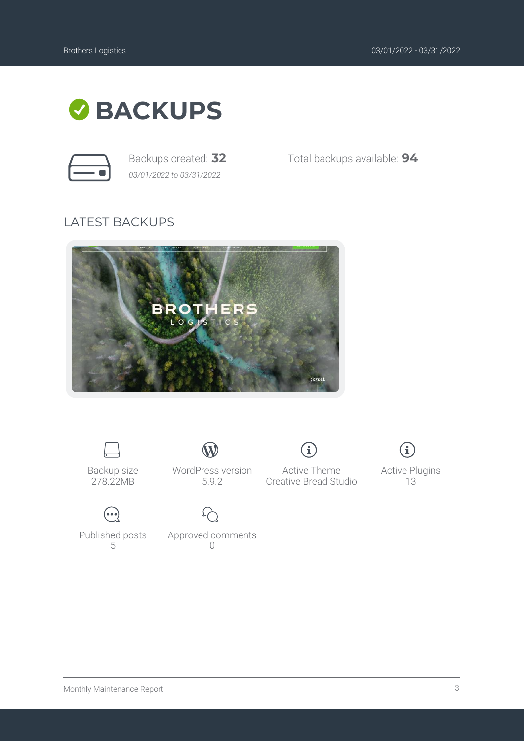# BACKUPS

Backups created: **32**
*03/01/2022 to 03/31/2022*

Total backups available: **94**

## LATEST BACKUPS

| Backup size | WordPress version | Active Theme | Active Plugins |
|---|---|---|---|
| 278.22MB | 5.9.2 | Creative Bread Studio | 13 |

| Published posts | Approved comments |
|---|---|
| 5 | 0 |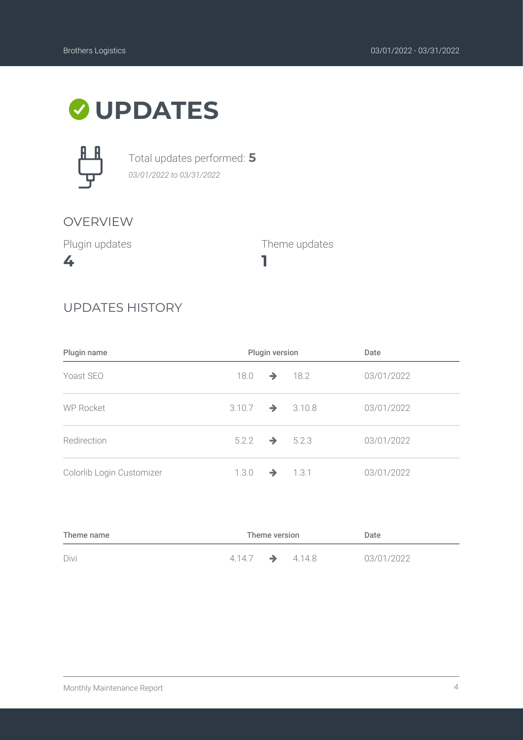# UPDATES

Total updates performed: **5**
*03/01/2022 to 03/31/2022*

## OVERVIEW

| Plugin updates | Theme updates |
|---|---|
| **4** | **1** |

## UPDATES HISTORY

| Plugin name | Plugin version | | | Date |
|---|---|---|---|---|
| Yoast SEO | 18.0 | → | 18.2 | 03/01/2022 |
| WP Rocket | 3.10.7 | → | 3.10.8 | 03/01/2022 |
| Redirection | 5.2.2 | → | 5.2.3 | 03/01/2022 |
| Colorlib Login Customizer | 1.3.0 | → | 1.3.1 | 03/01/2022 |

| Theme name | Theme version | | | Date |
|---|---|---|---|---|
| Divi | 4.14.7 | → | 4.14.8 | 03/01/2022 |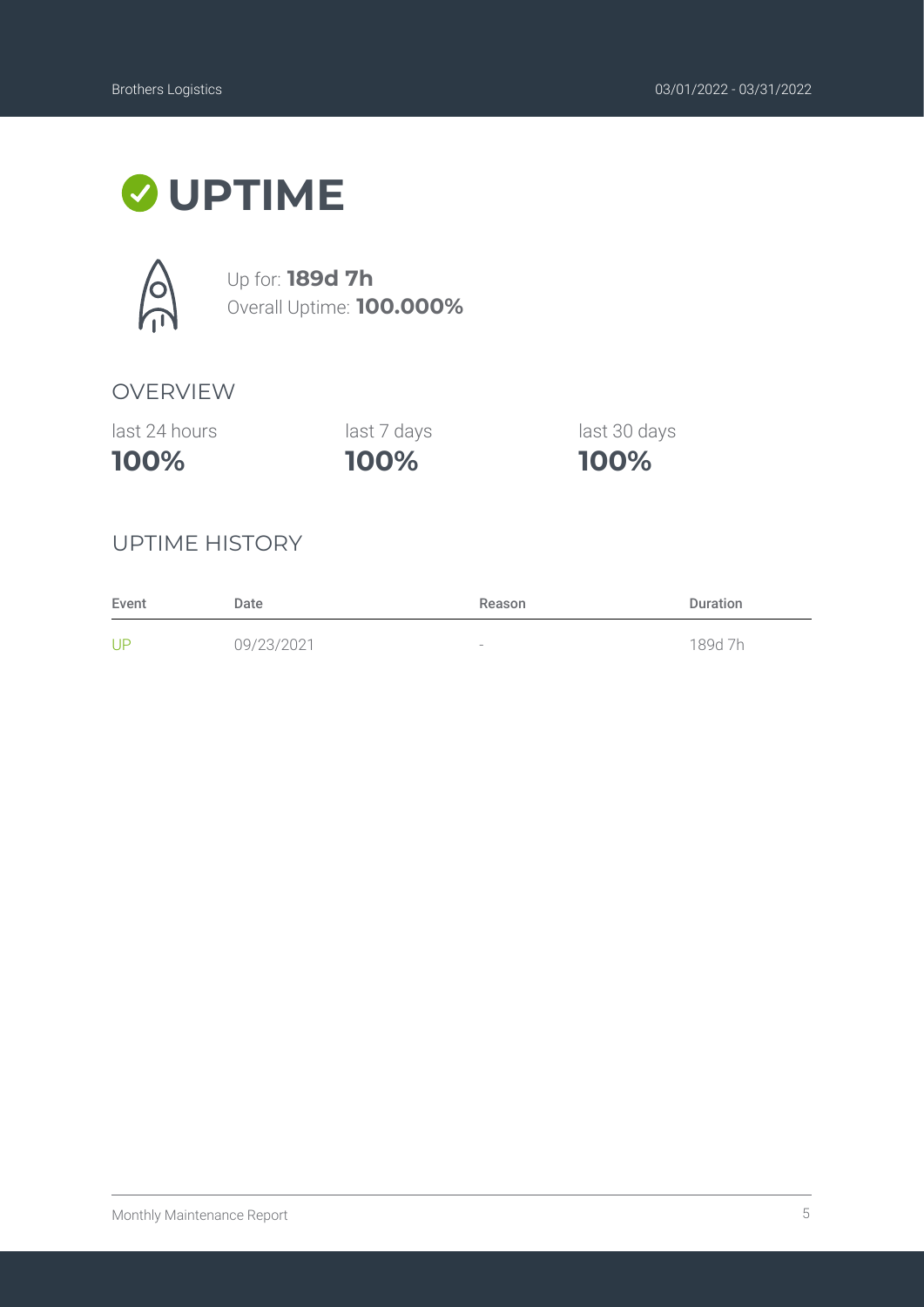# UPTIME

Up for: **189d 7h**
Overall Uptime: **100.000%**

## OVERVIEW

| last 24 hours | last 7 days | last 30 days |
|---|---|---|
| **100%** | **100%** | **100%** |

## UPTIME HISTORY

| Event | Date | Reason | Duration |
|---|---|---|---|
| UP | 09/23/2021 | - | 189d 7h |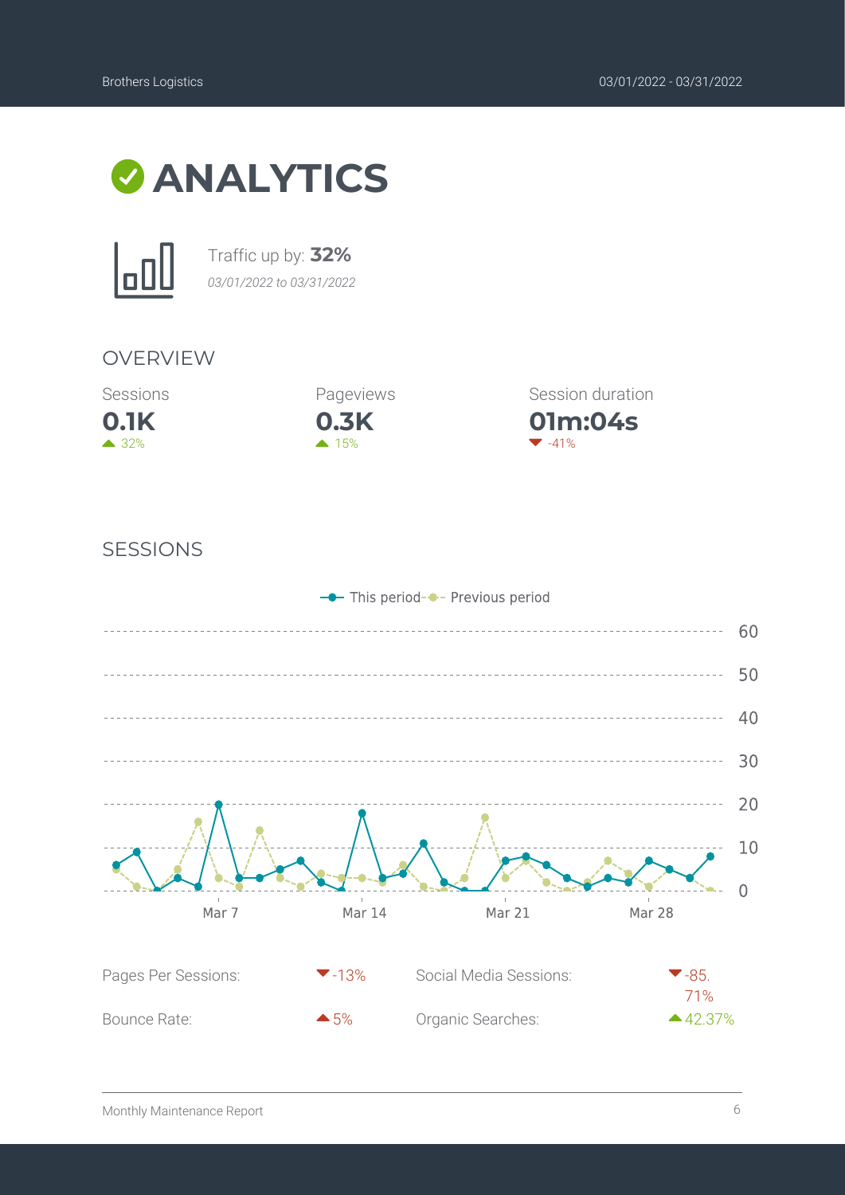# ANALYTICS

Traffic up by: **32%**

*03/01/2022 to 03/31/2022*

## OVERVIEW

| Sessions | Pageviews | Session duration |
|---|---|---|
| **0.1K** | **0.3K** | **01m:04s** |
| ▲ 32% | ▲ 15% | ▼ -41% |

## SESSIONS

This period / Previous period

| | | | |
|---|---|---|---|
| Pages Per Sessions: | ▼-13% | Social Media Sessions: | ▼-85.71% |
| Bounce Rate: | ▲5% | Organic Searches: | ▲42.37% |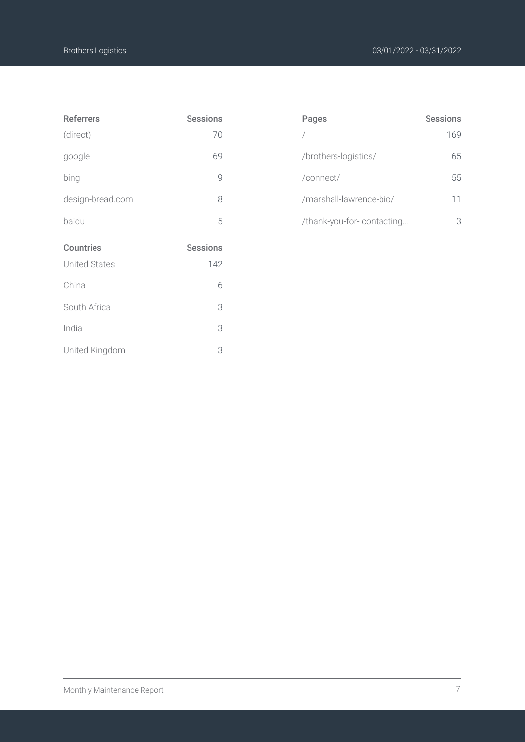| Referrers | Sessions |
| --- | --- |
| (direct) | 70 |
| google | 69 |
| bing | 9 |
| design-bread.com | 8 |
| baidu | 5 |

| Countries | Sessions |
| --- | --- |
| United States | 142 |
| China | 6 |
| South Africa | 3 |
| India | 3 |
| United Kingdom | 3 |

| Pages | Sessions |
| --- | --- |
| / | 169 |
| /brothers-logistics/ | 65 |
| /connect/ | 55 |
| /marshall-lawrence-bio/ | 11 |
| /thank-you-for- contacting... | 3 |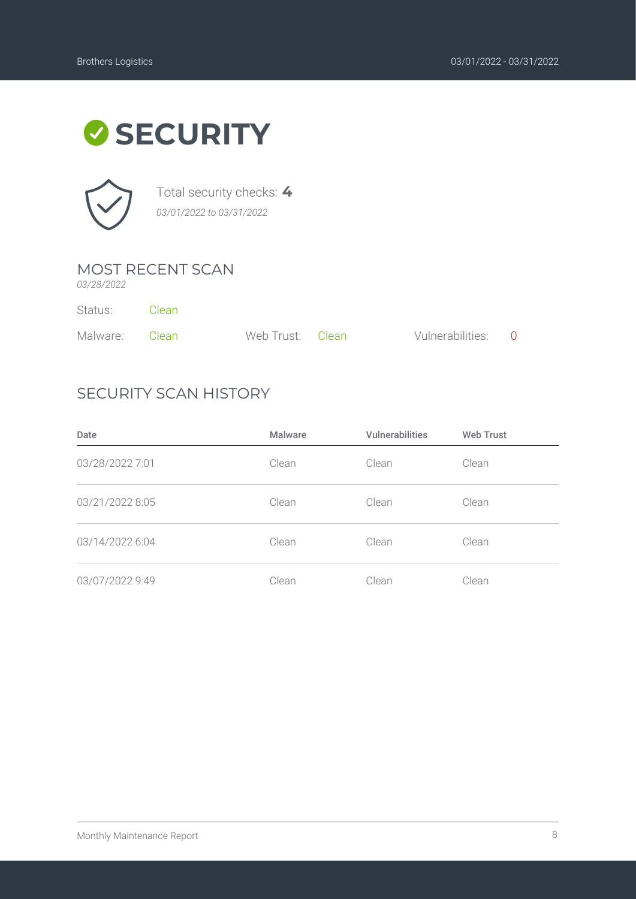# SECURITY

Total security checks: **4**

*03/01/2022 to 03/31/2022*

## MOST RECENT SCAN

*03/28/2022*

Status: Clean

Malware: Clean    Web Trust: Clean    Vulnerabilities: 0

## SECURITY SCAN HISTORY

| Date | Malware | Vulnerabilities | Web Trust |
|---|---|---|---|
| 03/28/2022 7:01 | Clean | Clean | Clean |
| 03/21/2022 8:05 | Clean | Clean | Clean |
| 03/14/2022 6:04 | Clean | Clean | Clean |
| 03/07/2022 9:49 | Clean | Clean | Clean |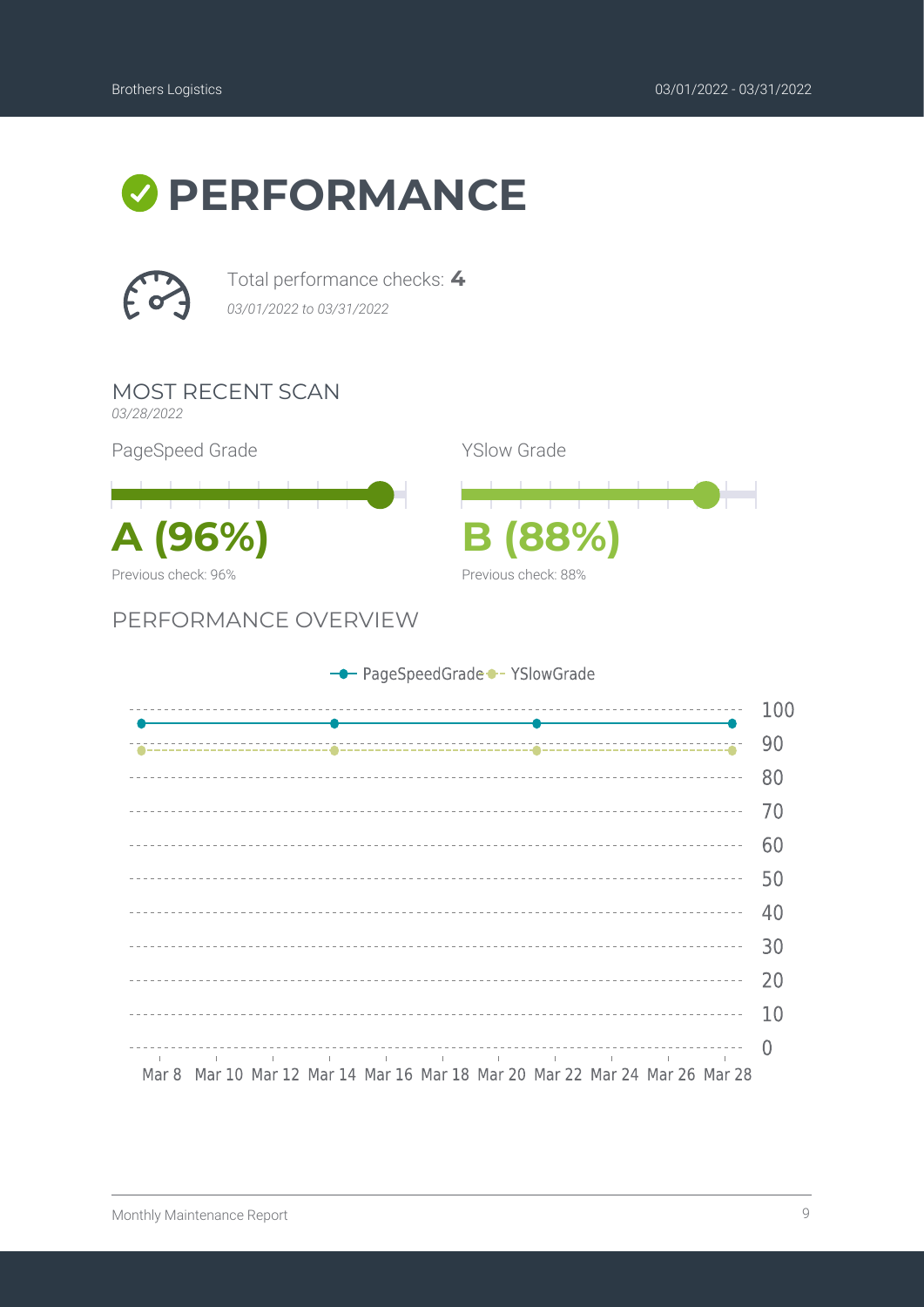# PERFORMANCE

Total performance checks: **4**

*03/01/2022 to 03/31/2022*

## MOST RECENT SCAN

*03/28/2022*

PageSpeed Grade

**A (96%)**

Previous check: 96%

YSlow Grade

**B (88%)**

Previous check: 88%

## PERFORMANCE OVERVIEW

PageSpeedGrade YSlowGrade

100
90
80
70
60
50
40
30
20
10
0

Mar 8 Mar 10 Mar 12 Mar 14 Mar 16 Mar 18 Mar 20 Mar 22 Mar 24 Mar 26 Mar 28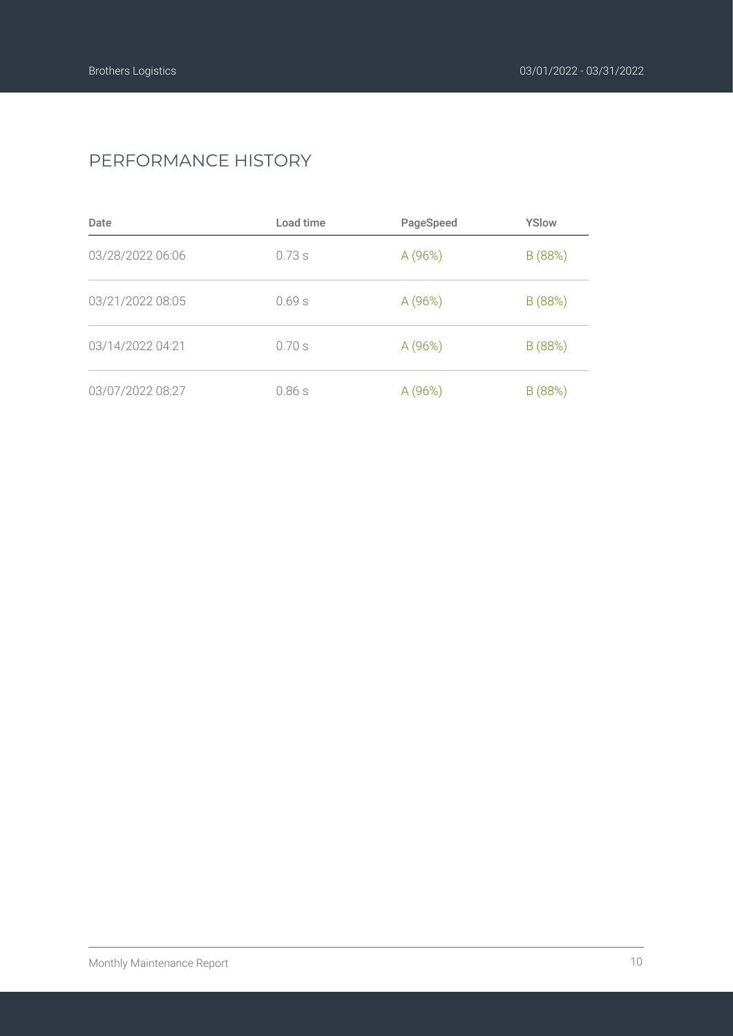## PERFORMANCE HISTORY

| Date | Load time | PageSpeed | YSlow |
| --- | --- | --- | --- |
| 03/28/2022 06:06 | 0.73 s | A (96%) | B (88%) |
| 03/21/2022 08:05 | 0.69 s | A (96%) | B (88%) |
| 03/14/2022 04:21 | 0.70 s | A (96%) | B (88%) |
| 03/07/2022 08:27 | 0.86 s | A (96%) | B (88%) |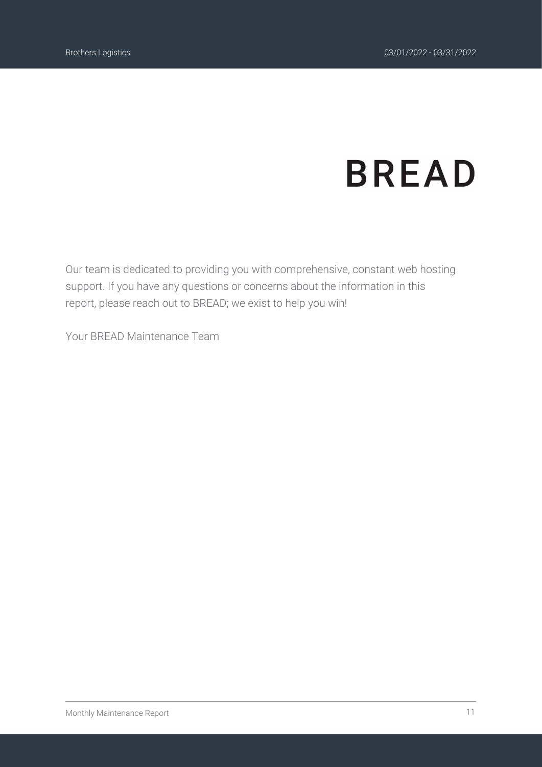# BREAD

Our team is dedicated to providing you with comprehensive, constant web hosting support. If you have any questions or concerns about the information in this report, please reach out to BREAD; we exist to help you win!

Your BREAD Maintenance Team